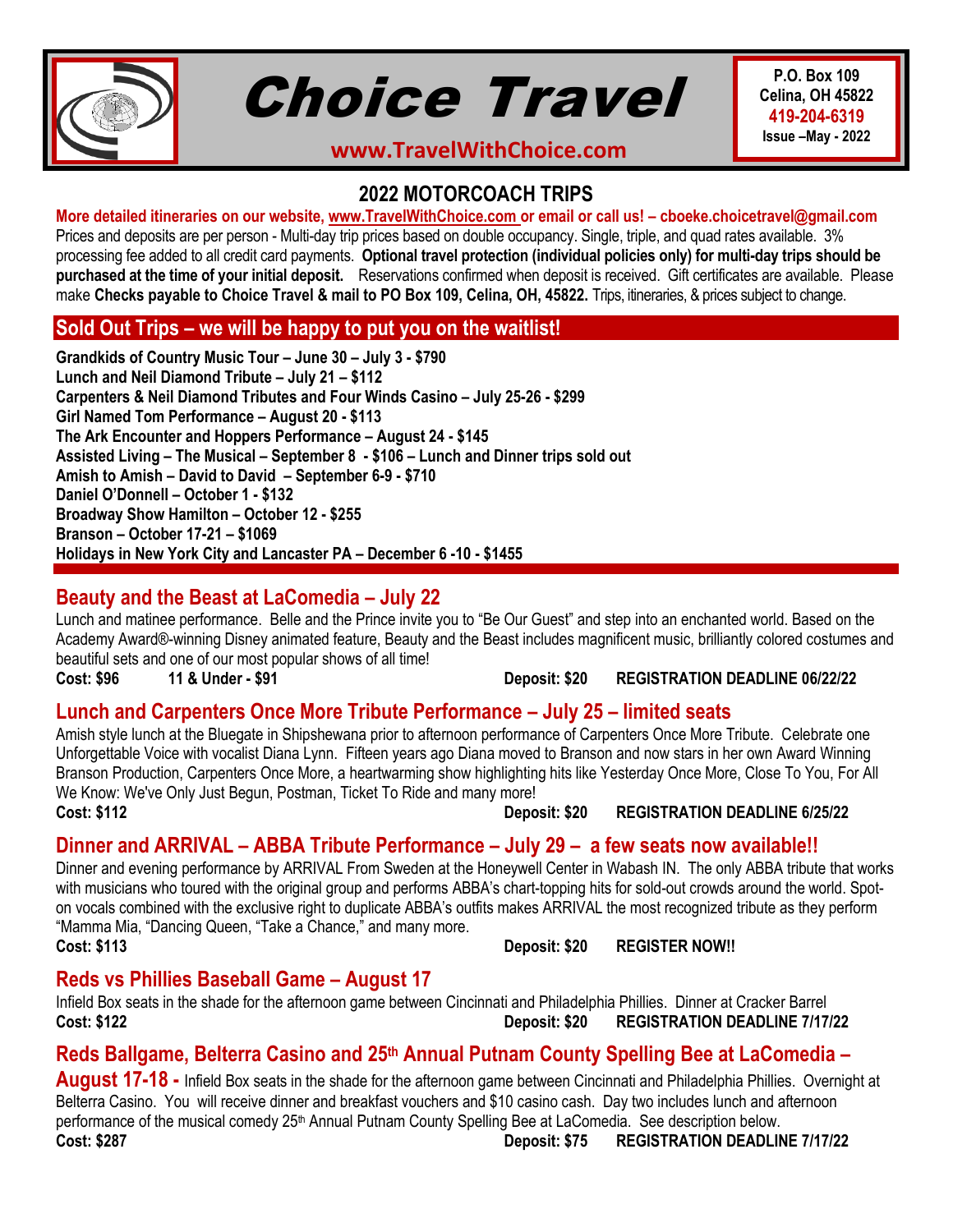# Choice Travel

**www.TravelWithChoice.com**

**P.O. Box 109**
**Celina, OH 45822**
**419-204-6319**
**Issue –May - 2022**

## 2022 MOTORCOACH TRIPS

**More detailed itineraries on our website, www.TravelWithChoice.com or email or call us! – cboeke.choicetravel@gmail.com**
Prices and deposits are per person - Multi-day trip prices based on double occupancy. Single, triple, and quad rates available. 3% processing fee added to all credit card payments. **Optional travel protection (individual policies only) for multi-day trips should be purchased at the time of your initial deposit.** Reservations confirmed when deposit is received. Gift certificates are available. Please make **Checks payable to Choice Travel & mail to PO Box 109, Celina, OH, 45822.** Trips, itineraries, & prices subject to change.

## Sold Out Trips – we will be happy to put you on the waitlist!

**Grandkids of Country Music Tour – June 30 – July 3 - $790**
**Lunch and Neil Diamond Tribute – July 21 – $112**
**Carpenters & Neil Diamond Tributes and Four Winds Casino – July 25-26 - $299**
**Girl Named Tom Performance – August 20 - $113**
**The Ark Encounter and Hoppers Performance – August 24 - $145**
**Assisted Living – The Musical – September 8 - $106 – Lunch and Dinner trips sold out**
**Amish to Amish – David to David – September 6-9 - $710**
**Daniel O'Donnell – October 1 - $132**
**Broadway Show Hamilton – October 12 - $255**
**Branson – October 17-21 – $1069**
**Holidays in New York City and Lancaster PA – December 6 -10 - $1455**

## Beauty and the Beast at LaComedia – July 22

Lunch and matinee performance. Belle and the Prince invite you to "Be Our Guest" and step into an enchanted world. Based on the Academy Award®-winning Disney animated feature, Beauty and the Beast includes magnificent music, brilliantly colored costumes and beautiful sets and one of our most popular shows of all time!

**Cost: $96 11 & Under - $91 Deposit: $20 REGISTRATION DEADLINE 06/22/22**

## Lunch and Carpenters Once More Tribute Performance – July 25 – limited seats

Amish style lunch at the Bluegate in Shipshewana prior to afternoon performance of Carpenters Once More Tribute. Celebrate one Unforgettable Voice with vocalist Diana Lynn. Fifteen years ago Diana moved to Branson and now stars in her own Award Winning Branson Production, Carpenters Once More, a heartwarming show highlighting hits like Yesterday Once More, Close To You, For All We Know: We've Only Just Begun, Postman, Ticket To Ride and many more!

**Cost: $112 Deposit: $20 REGISTRATION DEADLINE 6/25/22**

## Dinner and ARRIVAL – ABBA Tribute Performance – July 29 – a few seats now available!!

Dinner and evening performance by ARRIVAL From Sweden at the Honeywell Center in Wabash IN. The only ABBA tribute that works with musicians who toured with the original group and performs ABBA's chart-topping hits for sold-out crowds around the world. Spot-on vocals combined with the exclusive right to duplicate ABBA's outfits makes ARRIVAL the most recognized tribute as they perform "Mamma Mia, "Dancing Queen, "Take a Chance," and many more.

**Cost: $113 Deposit: $20 REGISTER NOW!!**

## Reds vs Phillies Baseball Game – August 17

Infield Box seats in the shade for the afternoon game between Cincinnati and Philadelphia Phillies. Dinner at Cracker Barrel

**Cost: $122 Deposit: $20 REGISTRATION DEADLINE 7/17/22**

## Reds Ballgame, Belterra Casino and 25th Annual Putnam County Spelling Bee at LaComedia – August 17-18 -

Infield Box seats in the shade for the afternoon game between Cincinnati and Philadelphia Phillies. Overnight at Belterra Casino. You will receive dinner and breakfast vouchers and $10 casino cash. Day two includes lunch and afternoon performance of the musical comedy 25th Annual Putnam County Spelling Bee at LaComedia. See description below.

**Cost: $287 Deposit: $75 REGISTRATION DEADLINE 7/17/22**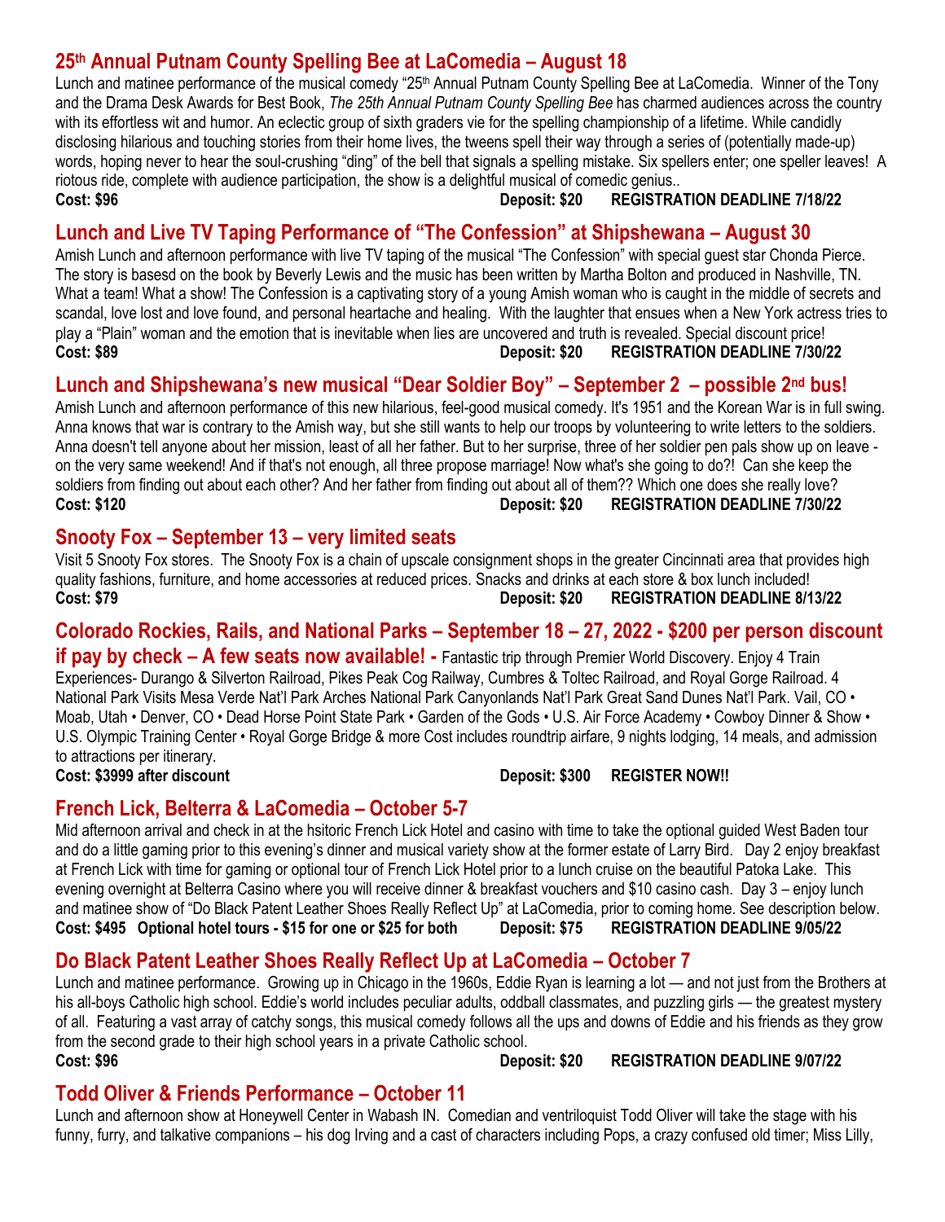## 25th Annual Putnam County Spelling Bee at LaComedia – August 18

Lunch and matinee performance of the musical comedy "25th Annual Putnam County Spelling Bee at LaComedia. Winner of the Tony and the Drama Desk Awards for Best Book, *The 25th Annual Putnam County Spelling Bee* has charmed audiences across the country with its effortless wit and humor. An eclectic group of sixth graders vie for the spelling championship of a lifetime. While candidly disclosing hilarious and touching stories from their home lives, the tweens spell their way through a series of (potentially made-up) words, hoping never to hear the soul-crushing "ding" of the bell that signals a spelling mistake. Six spellers enter; one speller leaves! A riotous ride, complete with audience participation, the show is a delightful musical of comedic genius..

**Cost: $96** **Deposit: $20** **REGISTRATION DEADLINE 7/18/22**

## Lunch and Live TV Taping Performance of "The Confession" at Shipshewana – August 30

Amish Lunch and afternoon performance with live TV taping of the musical "The Confession" with special guest star Chonda Pierce. The story is basesd on the book by Beverly Lewis and the music has been written by Martha Bolton and produced in Nashville, TN. What a team! What a show! The Confession is a captivating story of a young Amish woman who is caught in the middle of secrets and scandal, love lost and love found, and personal heartache and healing. With the laughter that ensues when a New York actress tries to play a "Plain" woman and the emotion that is inevitable when lies are uncovered and truth is revealed. Special discount price!

**Cost: $89** **Deposit: $20** **REGISTRATION DEADLINE 7/30/22**

## Lunch and Shipshewana's new musical "Dear Soldier Boy" – September 2 – possible 2nd bus!

Amish Lunch and afternoon performance of this new hilarious, feel-good musical comedy. It's 1951 and the Korean War is in full swing. Anna knows that war is contrary to the Amish way, but she still wants to help our troops by volunteering to write letters to the soldiers. Anna doesn't tell anyone about her mission, least of all her father. But to her surprise, three of her soldier pen pals show up on leave - on the very same weekend! And if that's not enough, all three propose marriage! Now what's she going to do?! Can she keep the soldiers from finding out about each other? And her father from finding out about all of them?? Which one does she really love?

**Cost: $120** **Deposit: $20** **REGISTRATION DEADLINE 7/30/22**

## Snooty Fox – September 13 – very limited seats

Visit 5 Snooty Fox stores. The Snooty Fox is a chain of upscale consignment shops in the greater Cincinnati area that provides high quality fashions, furniture, and home accessories at reduced prices. Snacks and drinks at each store & box lunch included!

**Cost: $79** **Deposit: $20** **REGISTRATION DEADLINE 8/13/22**

## Colorado Rockies, Rails, and National Parks – September 18 – 27, 2022 - $200 per person discount if pay by check – A few seats now available! -

Fantastic trip through Premier World Discovery. Enjoy 4 Train Experiences- Durango & Silverton Railroad, Pikes Peak Cog Railway, Cumbres & Toltec Railroad, and Royal Gorge Railroad. 4 National Park Visits Mesa Verde Nat'l Park Arches National Park Canyonlands Nat'l Park Great Sand Dunes Nat'l Park. Vail, CO • Moab, Utah • Denver, CO • Dead Horse Point State Park • Garden of the Gods • U.S. Air Force Academy • Cowboy Dinner & Show • U.S. Olympic Training Center • Royal Gorge Bridge & more Cost includes roundtrip airfare, 9 nights lodging, 14 meals, and admission to attractions per itinerary.

**Cost: $3999 after discount** **Deposit: $300** **REGISTER NOW!!**

## French Lick, Belterra & LaComedia – October 5-7

Mid afternoon arrival and check in at the hsitoric French Lick Hotel and casino with time to take the optional guided West Baden tour and do a little gaming prior to this evening's dinner and musical variety show at the former estate of Larry Bird. Day 2 enjoy breakfast at French Lick with time for gaming or optional tour of French Lick Hotel prior to a lunch cruise on the beautiful Patoka Lake. This evening overnight at Belterra Casino where you will receive dinner & breakfast vouchers and $10 casino cash. Day 3 – enjoy lunch and matinee show of "Do Black Patent Leather Shoes Really Reflect Up" at LaComedia, prior to coming home. See description below.

**Cost: $495 Optional hotel tours - $15 for one or $25 for both** **Deposit: $75** **REGISTRATION DEADLINE 9/05/22**

## Do Black Patent Leather Shoes Really Reflect Up at LaComedia – October 7

Lunch and matinee performance. Growing up in Chicago in the 1960s, Eddie Ryan is learning a lot — and not just from the Brothers at his all-boys Catholic high school. Eddie's world includes peculiar adults, oddball classmates, and puzzling girls — the greatest mystery of all. Featuring a vast array of catchy songs, this musical comedy follows all the ups and downs of Eddie and his friends as they grow from the second grade to their high school years in a private Catholic school.

**Cost: $96** **Deposit: $20** **REGISTRATION DEADLINE 9/07/22**

## Todd Oliver & Friends Performance – October 11

Lunch and afternoon show at Honeywell Center in Wabash IN. Comedian and ventriloquist Todd Oliver will take the stage with his funny, furry, and talkative companions – his dog Irving and a cast of characters including Pops, a crazy confused old timer; Miss Lilly,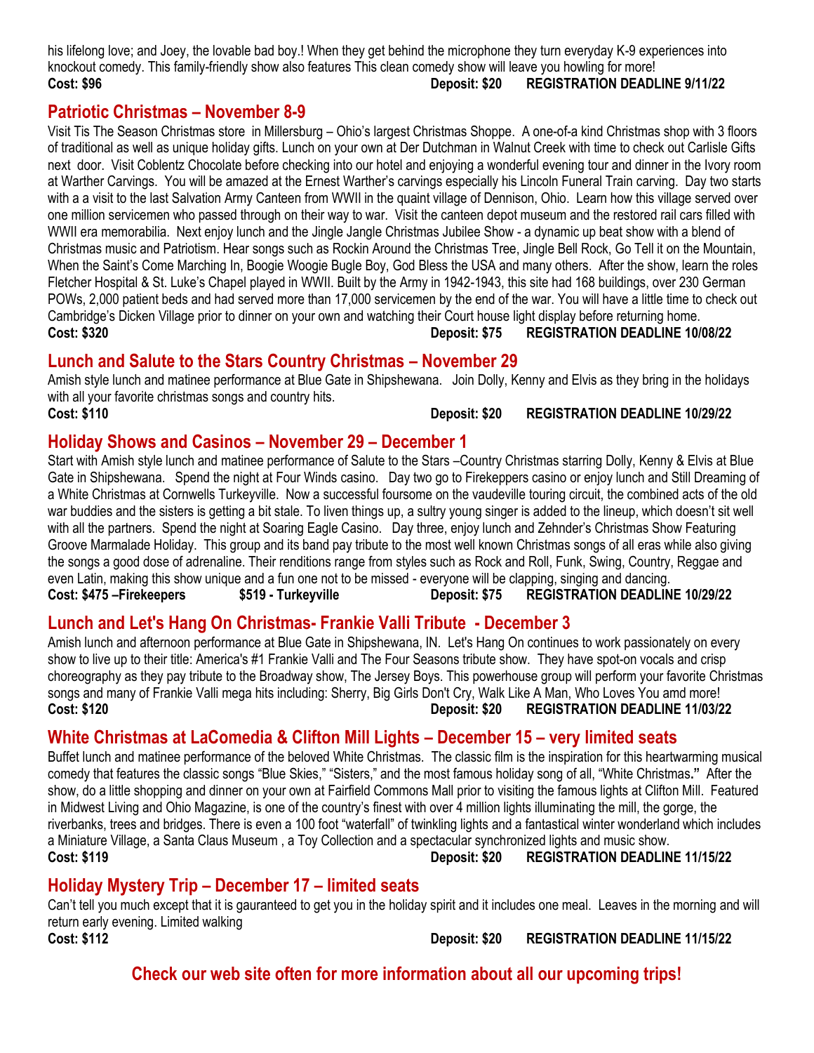his lifelong love; and Joey, the lovable bad boy.! When they get behind the microphone they turn everyday K-9 experiences into knockout comedy. This family-friendly show also features This clean comedy show will leave you howling for more!

**Cost: $96 Deposit: $20 REGISTRATION DEADLINE 9/11/22**

## Patriotic Christmas – November 8-9

Visit Tis The Season Christmas store in Millersburg – Ohio's largest Christmas Shoppe. A one-of-a kind Christmas shop with 3 floors of traditional as well as unique holiday gifts. Lunch on your own at Der Dutchman in Walnut Creek with time to check out Carlisle Gifts next door. Visit Coblentz Chocolate before checking into our hotel and enjoying a wonderful evening tour and dinner in the Ivory room at Warther Carvings. You will be amazed at the Ernest Warther's carvings especially his Lincoln Funeral Train carving. Day two starts with a a visit to the last Salvation Army Canteen from WWII in the quaint village of Dennison, Ohio. Learn how this village served over one million servicemen who passed through on their way to war. Visit the canteen depot museum and the restored rail cars filled with WWII era memorabilia. Next enjoy lunch and the Jingle Jangle Christmas Jubilee Show - a dynamic up beat show with a blend of Christmas music and Patriotism. Hear songs such as Rockin Around the Christmas Tree, Jingle Bell Rock, Go Tell it on the Mountain, When the Saint's Come Marching In, Boogie Woogie Bugle Boy, God Bless the USA and many others. After the show, learn the roles Fletcher Hospital & St. Luke's Chapel played in WWII. Built by the Army in 1942-1943, this site had 168 buildings, over 230 German POWs, 2,000 patient beds and had served more than 17,000 servicemen by the end of the war. You will have a little time to check out Cambridge's Dicken Village prior to dinner on your own and watching their Court house light display before returning home.

**Cost: $320 Deposit: $75 REGISTRATION DEADLINE 10/08/22**

## Lunch and Salute to the Stars Country Christmas – November 29

Amish style lunch and matinee performance at Blue Gate in Shipshewana. Join Dolly, Kenny and Elvis as they bring in the holidays with all your favorite christmas songs and country hits.

**Cost: $110 Deposit: $20 REGISTRATION DEADLINE 10/29/22**

## Holiday Shows and Casinos – November 29 – December 1

Start with Amish style lunch and matinee performance of Salute to the Stars –Country Christmas starring Dolly, Kenny & Elvis at Blue Gate in Shipshewana. Spend the night at Four Winds casino. Day two go to Firekeppers casino or enjoy lunch and Still Dreaming of a White Christmas at Cornwells Turkeyville. Now a successful foursome on the vaudeville touring circuit, the combined acts of the old war buddies and the sisters is getting a bit stale. To liven things up, a sultry young singer is added to the lineup, which doesn't sit well with all the partners. Spend the night at Soaring Eagle Casino. Day three, enjoy lunch and Zehnder's Christmas Show Featuring Groove Marmalade Holiday. This group and its band pay tribute to the most well known Christmas songs of all eras while also giving the songs a good dose of adrenaline. Their renditions range from styles such as Rock and Roll, Funk, Swing, Country, Reggae and even Latin, making this show unique and a fun one not to be missed - everyone will be clapping, singing and dancing.

**Cost: $475 –Firekeepers $519 - Turkeyville Deposit: $75 REGISTRATION DEADLINE 10/29/22**

## Lunch and Let's Hang On Christmas- Frankie Valli Tribute - December 3

Amish lunch and afternoon performance at Blue Gate in Shipshewana, IN. Let's Hang On continues to work passionately on every show to live up to their title: America's #1 Frankie Valli and The Four Seasons tribute show. They have spot-on vocals and crisp choreography as they pay tribute to the Broadway show, The Jersey Boys. This powerhouse group will perform your favorite Christmas songs and many of Frankie Valli mega hits including: Sherry, Big Girls Don't Cry, Walk Like A Man, Who Loves You amd more!

**Cost: $120 Deposit: $20 REGISTRATION DEADLINE 11/03/22**

## White Christmas at LaComedia & Clifton Mill Lights – December 15 – very limited seats

Buffet lunch and matinee performance of the beloved White Christmas. The classic film is the inspiration for this heartwarming musical comedy that features the classic songs "Blue Skies," "Sisters," and the most famous holiday song of all, "White Christmas**."** After the show, do a little shopping and dinner on your own at Fairfield Commons Mall prior to visiting the famous lights at Clifton Mill. Featured in Midwest Living and Ohio Magazine, is one of the country's finest with over 4 million lights illuminating the mill, the gorge, the riverbanks, trees and bridges. There is even a 100 foot "waterfall" of twinkling lights and a fantastical winter wonderland which includes a Miniature Village, a Santa Claus Museum , a Toy Collection and a spectacular synchronized lights and music show.

**Cost: $119 Deposit: $20 REGISTRATION DEADLINE 11/15/22**

## Holiday Mystery Trip – December 17 – limited seats

Can't tell you much except that it is gauranteed to get you in the holiday spirit and it includes one meal. Leaves in the morning and will return early evening. Limited walking

**Cost: $112 Deposit: $20 REGISTRATION DEADLINE 11/15/22**

## Check our web site often for more information about all our upcoming trips!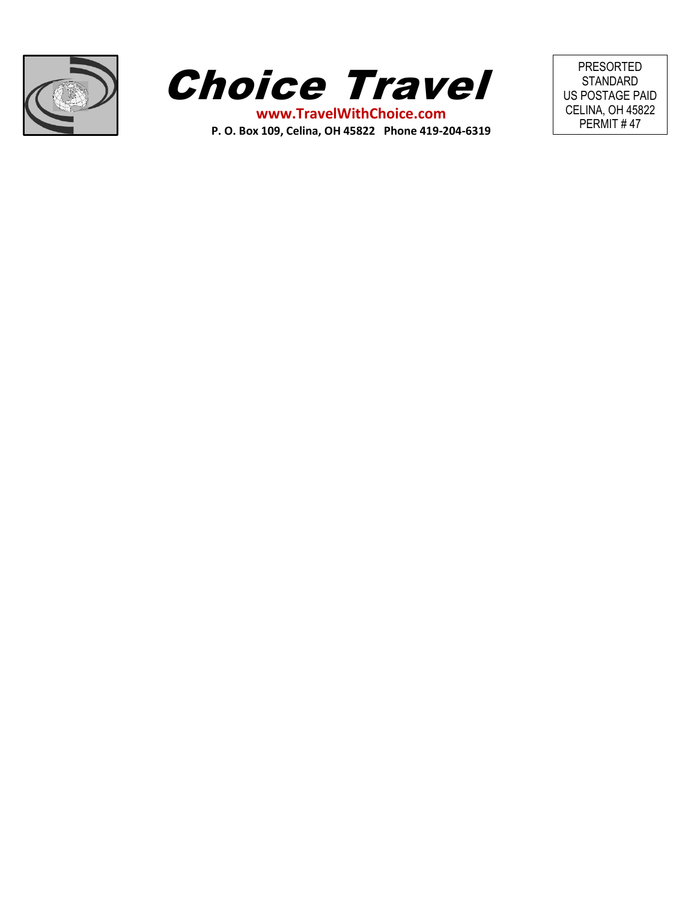# Choice Travel

**www.TravelWithChoice.com**

**P. O. Box 109, Celina, OH 45822 Phone 419-204-6319**

PRESORTED
STANDARD
US POSTAGE PAID
CELINA, OH 45822
PERMIT # 47